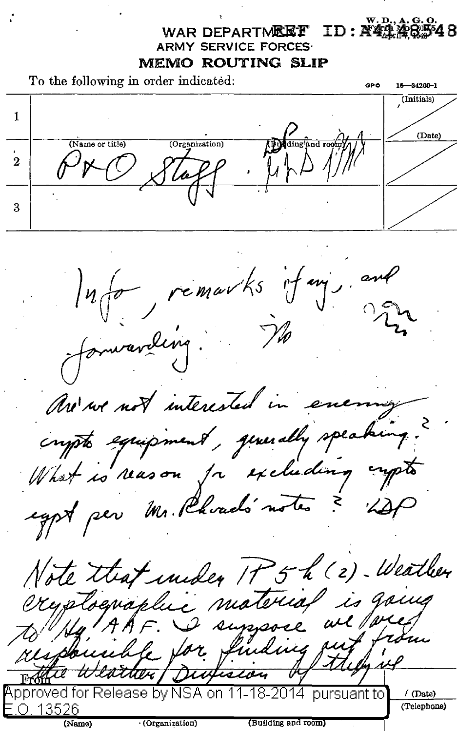REF ID:A4148548

W. D., A. G. O.
Form No. 895
April 4, 1943

# WAR DEPARTMENT
## ARMY SERVICE FORCES
## MEMO ROUTING SLIP

To the following in order indicated:

GPO 16—34260-1

| | (Name or title) | (Organization) | (Building and room) | (Initials) / (Date) |
|---|---|---|---|---|
| 1 | | | | |
| 2 | P & O Staff | | 1(?) | |
| 3 | | | | |

Info, remarks if any, and forwarding. ~~M~~

Are we not interested in enemy crypto equipment, generally speaking? What is reason for excluding crypto eqpt per Mr. Rhoads' notes? LDP

Note that under P 5 h (2) - Weather cryptographic material is going to Hq AAF. I suppose we are responsible for finding out from the Weather Division if they're

From

Approved for Release by NSA on 11-18-2014 pursuant to E.O. 13526

(Name) (Organization) (Building and room) / (Date) (Telephone)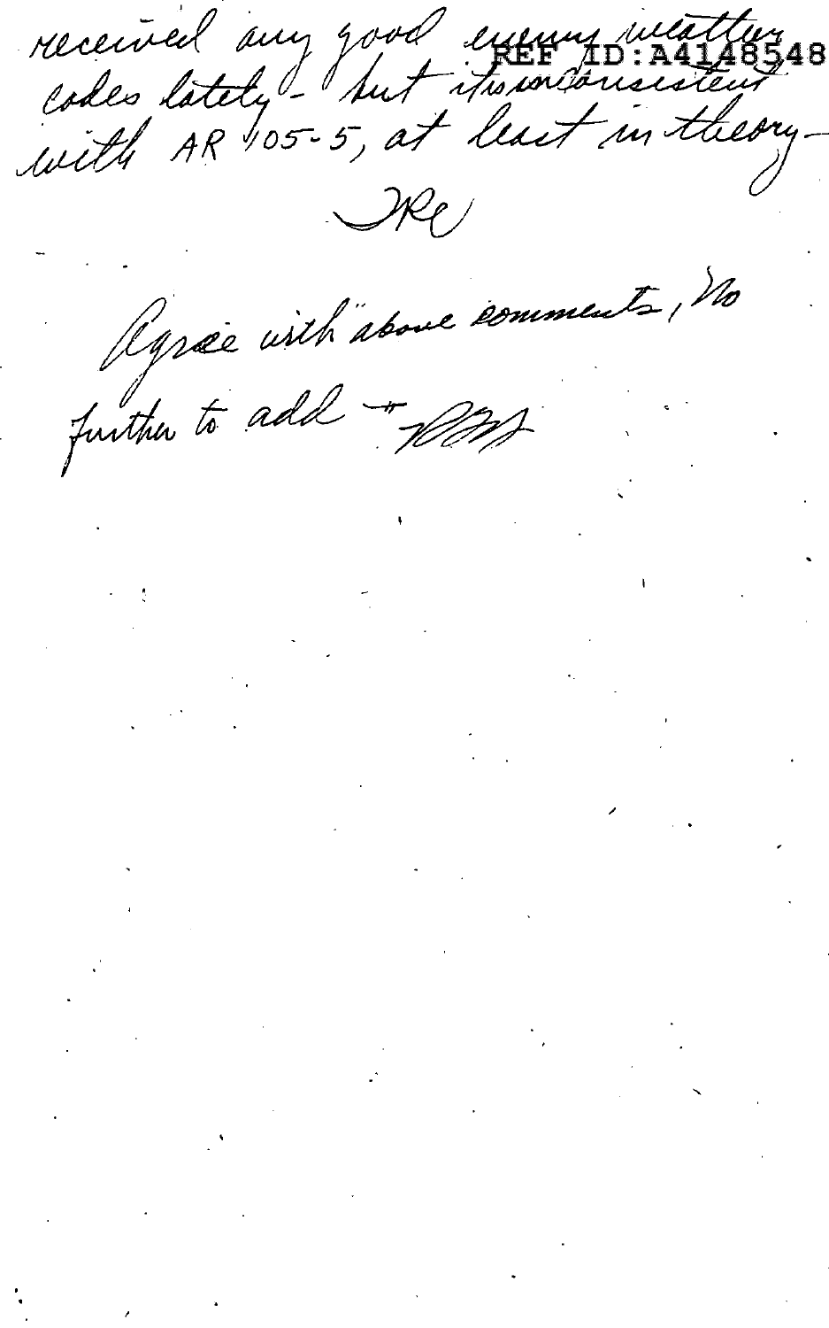received any good enemy weather codes lately - but it is inconsistent with AR 105-5, at least in theory -

JRC

Agree with above comments, no further to add - WFF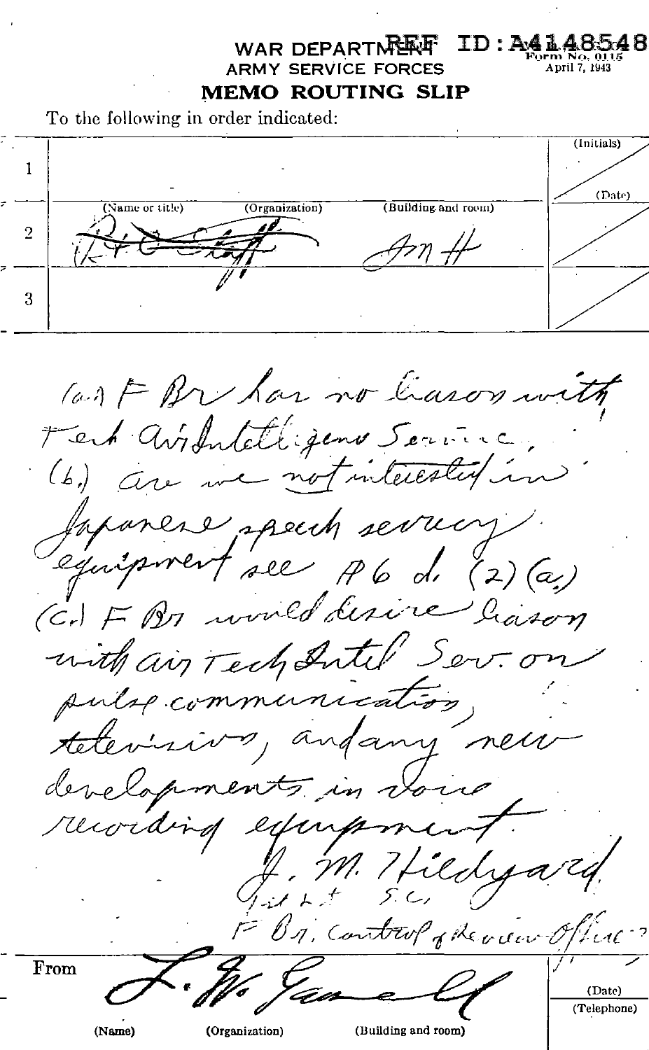WAR DEPARTMENT REF ID:A4148548
ARMY SERVICE FORCES

Form No. 0115
April 7, 1943

# MEMO ROUTING SLIP

To the following in order indicated:

| | (Name or title) | (Organization) | (Building and room) | (Initials) / (Date) |
|---|---|---|---|---|
| 1 | | | | |
| 2 | ~~R+D Staff~~ | | Rm 11 | |
| 3 | | | | |

(a.) F Br has no liason with Tech Air Intelligence Service.
(b.) are we not interested in Japanese speech secrecy equipment see P6 d. (2) (a)
(c.) F Br would desire liason with air Tech Intel Serv. on pulse communications, television, and any new developments in voice recording equipment.

J. M. Hildyard
1st Lt S.C.
F Br. Control of Review Office

From L. W. Gamell

(Name) (Organization) (Building and room) (Date) (Telephone)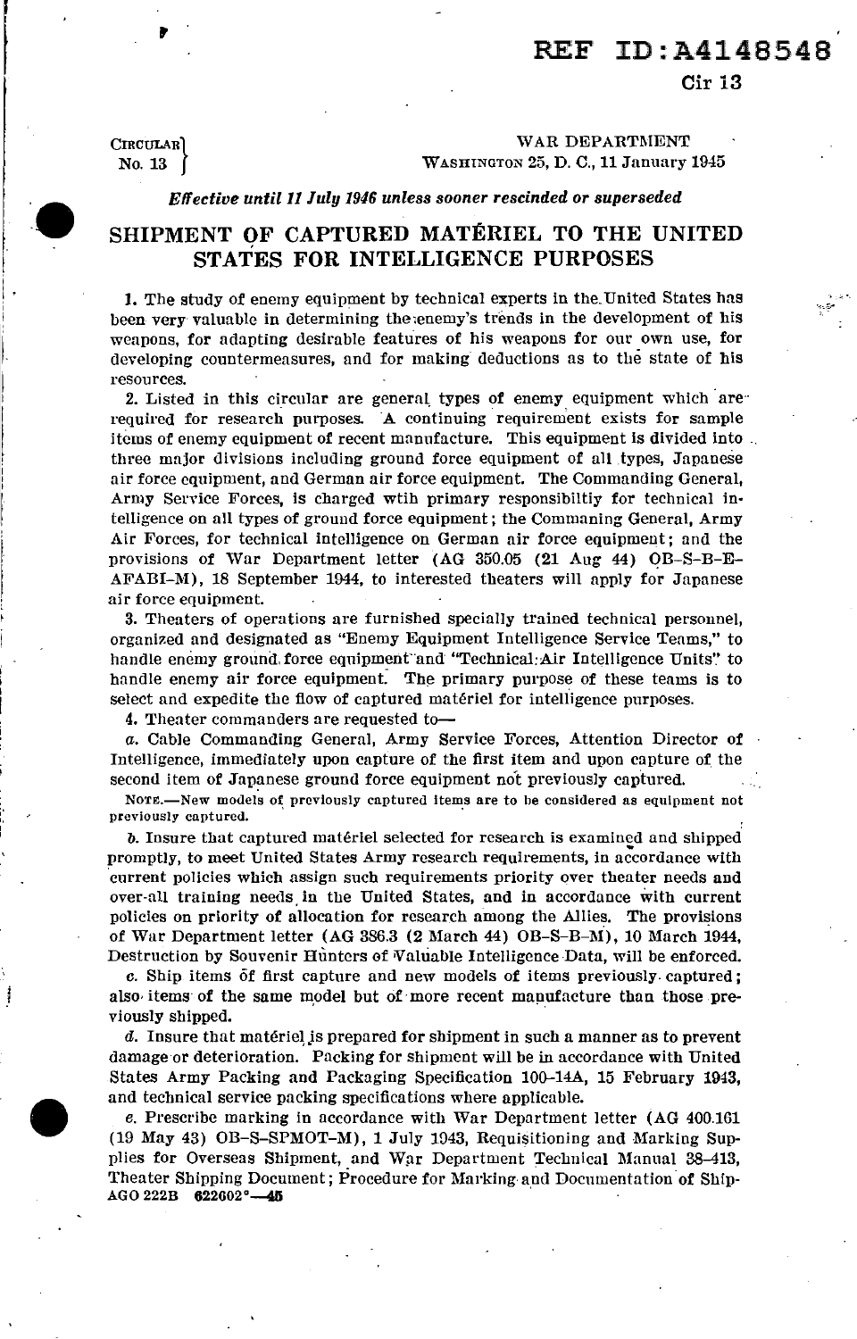REF ID:A4148548

Cir 13

CIRCULAR No. 13

WAR DEPARTMENT
WASHINGTON 25, D. C., 11 January 1945

***Effective until 11 July 1946 unless sooner rescinded or superseded***

# SHIPMENT OF CAPTURED MATÉRIEL TO THE UNITED STATES FOR INTELLIGENCE PURPOSES

1. The study of enemy equipment by technical experts in the United States has been very valuable in determining the enemy's trends in the development of his weapons, for adapting desirable features of his weapons for our own use, for developing countermeasures, and for making deductions as to the state of his resources.

2. Listed in this circular are general types of enemy equipment which are required for research purposes. A continuing requirement exists for sample items of enemy equipment of recent manufacture. This equipment is divided into three major divisions including ground force equipment of all types, Japanese air force equipment, and German air force equipment. The Commanding General, Army Service Forces, is charged wtih primary responsibiltiy for technical intelligence on all types of ground force equipment; the Commaning General, Army Air Forces, for technical intelligence on German air force equipment; and the provisions of War Department letter (AG 350.05 (21 Aug 44) OB-S-B-E-AFABI-M), 18 September 1944, to interested theaters will apply for Japanese air force equipment.

3. Theaters of operations are furnished specially trained technical personnel, organized and designated as "Enemy Equipment Intelligence Service Teams," to handle enemy ground force equipment and "Technical Air Intelligence Units" to handle enemy air force equipment. The primary purpose of these teams is to select and expedite the flow of captured matériel for intelligence purposes.

4. Theater commanders are requested to—

*a*. Cable Commanding General, Army Service Forces, Attention Director of Intelligence, immediately upon capture of the first item and upon capture of the second item of Japanese ground force equipment not previously captured.

NOTE.—New models of previously captured items are to be considered as equipment not previously captured.

*b*. Insure that captured matériel selected for research is examined and shipped promptly, to meet United States Army research requirements, in accordance with current policies which assign such requirements priority over theater needs and over-all training needs in the United States, and in accordance with current policies on priority of allocation for research among the Allies. The provisions of War Department letter (AG 386.3 (2 March 44) OB-S-B-M), 10 March 1944, Destruction by Souvenir Hunters of Valuable Intelligence Data, will be enforced.

*c*. Ship items of first capture and new models of items previously captured; also items of the same model but of more recent manufacture than those previously shipped.

*d*. Insure that matériel is prepared for shipment in such a manner as to prevent damage or deterioration. Packing for shipment will be in accordance with United States Army Packing and Packaging Specification 100-14A, 15 February 1943, and technical service packing specifications where applicable.

*e*. Prescribe marking in accordance with War Department letter (AG 400.161 (19 May 43) OB-S-SPMOT-M), 1 July 1943, Requisitioning and Marking Supplies for Overseas Shipment, and War Department Technical Manual 38-413, Theater Shipping Document; Procedure for Marking and Documentation of Ship-

AGO 222B 622602°—45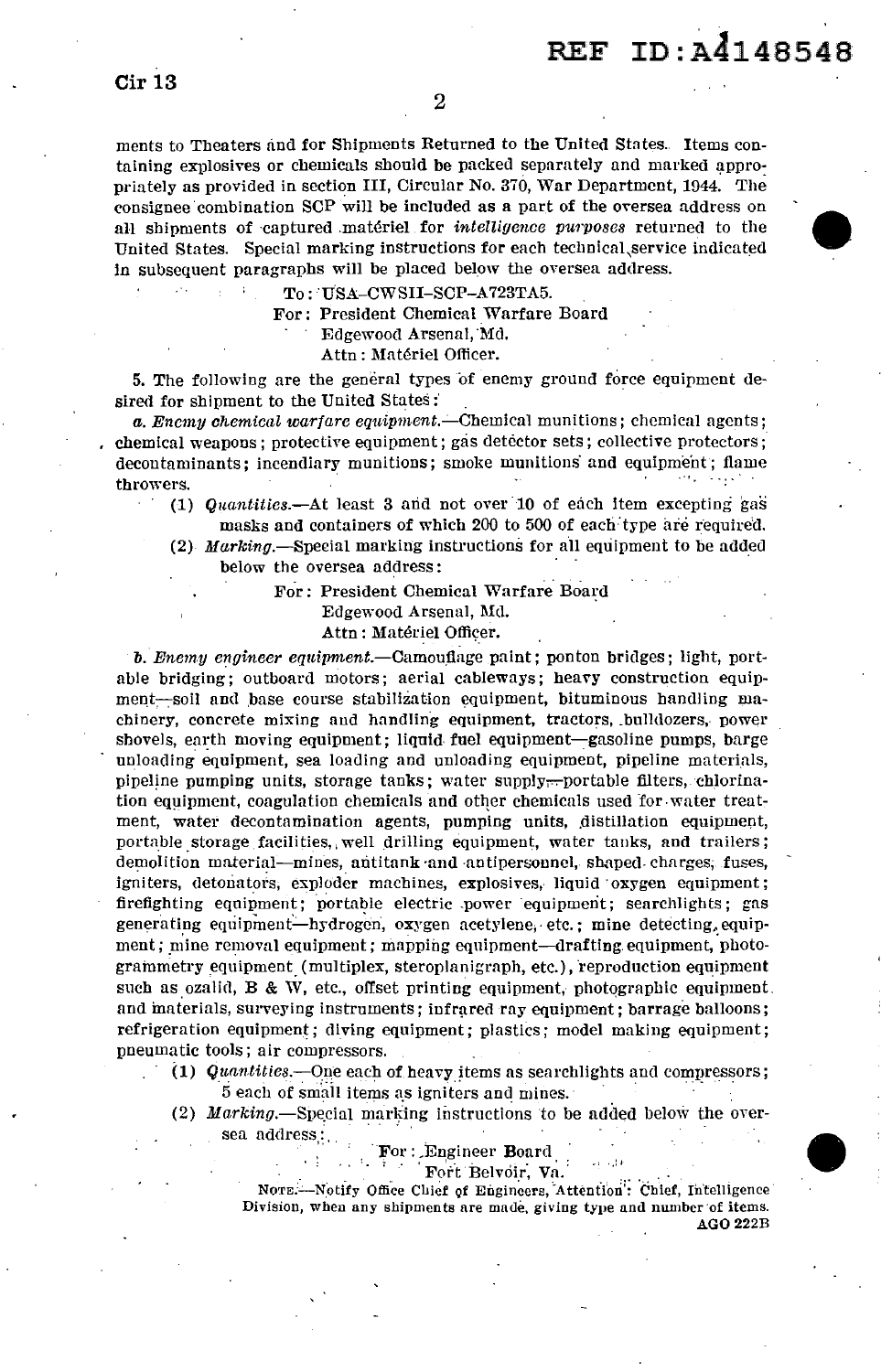ments to Theaters and for Shipments Returned to the United States. Items containing explosives or chemicals should be packed separately and marked appropriately as provided in section III, Circular No. 370, War Department, 1944. The consignee combination SCP will be included as a part of the oversea address on all shipments of captured matériel for *intelligence purposes* returned to the United States. Special marking instructions for each technical service indicated in subsequent paragraphs will be placed below the oversea address.

To: USA–CWSII–SCP–A723TA5.
For: President Chemical Warfare Board
Edgewood Arsenal, Md.
Attn: Matériel Officer.

5. The following are the general types of enemy ground force equipment desired for shipment to the United States:

*a. Enemy chemical warfare equipment.*—Chemical munitions; chemical agents; chemical weapons; protective equipment; gas detector sets; collective protectors; decontaminants; incendiary munitions; smoke munitions and equipment; flame throwers.

(1) *Quantities.*—At least 3 and not over 10 of each item excepting gas masks and containers of which 200 to 500 of each type are required.

(2) *Marking.*—Special marking instructions for all equipment to be added below the oversea address:

For: President Chemical Warfare Board
Edgewood Arsenal, Md.
Attn: Matériel Officer.

*b. Enemy engineer equipment.*—Camouflage paint; ponton bridges; light, portable bridging; outboard motors; aerial cableways; heavy construction equipment—soil and base course stabilization equipment, bituminous handling machinery, concrete mixing and handling equipment, tractors, bulldozers, power shovels, earth moving equipment; liquid fuel equipment—gasoline pumps, barge unloading equipment, sea loading and unloading equipment, pipeline materials, pipeline pumping units, storage tanks; water supply—portable filters, chlorination equipment, coagulation chemicals and other chemicals used for water treatment, water decontamination agents, pumping units, distillation equipment, portable storage facilities, well drilling equipment, water tanks, and trailers; demolition material—mines, antitank and antipersonnel, shaped charges, fuses, igniters, detonators, exploder machines, explosives, liquid oxygen equipment; firefighting equipment; portable electric power equipment; searchlights; gas generating equipment—hydrogen, oxygen acetylene, etc.; mine detecting equipment; mine removal equipment; mapping equipment—drafting equipment, photogrammetry equipment (multiplex, steroplanigraph, etc.), reproduction equipment such as ozalid, B & W, etc., offset printing equipment, photographic equipment and materials, surveying instruments; infrared ray equipment; barrage balloons; refrigeration equipment; diving equipment; plastics; model making equipment; pneumatic tools; air compressors.

(1) *Quantities.*—One each of heavy items as searchlights and compressors; 5 each of small items as igniters and mines.

(2) *Marking.*—Special marking instructions to be added below the oversea address:

For: Engineer Board
Fort Belvoir, Va.

NOTE.—Notify Office Chief of Engineers, Attention: Chief, Intelligence Division, when any shipments are made, giving type and number of items.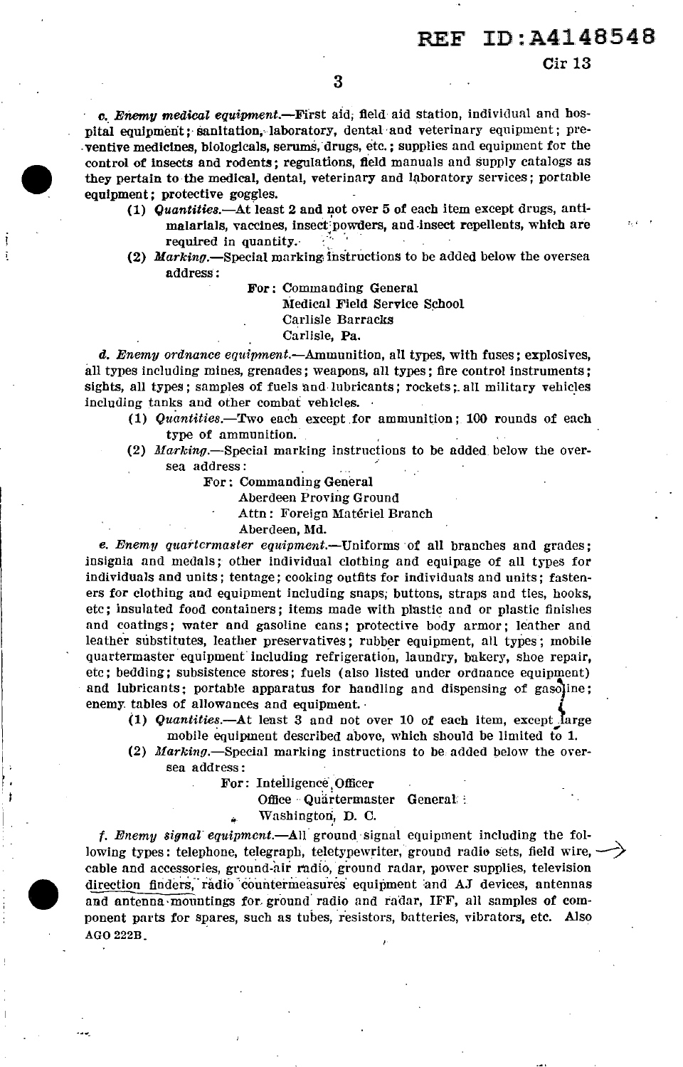*c. Enemy medical equipment.*—First aid, field aid station, individual and hospital equipment; sanitation, laboratory, dental and veterinary equipment; preventive medicines, biologicals, serums, drugs, etc.; supplies and equipment for the control of insects and rodents; regulations, field manuals and supply catalogs as they pertain to the medical, dental, veterinary and laboratory services; portable equipment; protective goggles.

(1) *Quantities.*—At least 2 and not over 5 of each item except drugs, antimalarials, vaccines, insect powders, and insect repellents, which are required in quantity.

(2) *Marking.*—Special marking instructions to be added below the oversea address:

For: Commanding General
Medical Field Service School
Carlisle Barracks
Carlisle, Pa.

*d. Enemy ordnance equipment.*—Ammunition, all types, with fuses; explosives, all types including mines, grenades; weapons, all types; fire control instruments; sights, all types; samples of fuels and lubricants; rockets; all military vehicles including tanks and other combat vehicles.

(1) *Quantities.*—Two each except for ammunition; 100 rounds of each type of ammunition.

(2) *Marking.*—Special marking instructions to be added below the oversea address:

For: Commanding General
Aberdeen Proving Ground
Attn: Foreign Matériel Branch
Aberdeen, Md.

*e. Enemy quartermaster equipment.*—Uniforms of all branches and grades; insignia and medals; other individual clothing and equipage of all types for individuals and units; tentage; cooking outfits for individuals and units; fasteners for clothing and equipment including snaps, buttons, straps and ties, hooks, etc; insulated food containers; items made with plastic and or plastic finishes and coatings; water and gasoline cans; protective body armor; leather and leather substitutes, leather preservatives; rubber equipment, all types; mobile quartermaster equipment including refrigeration, laundry, bakery, shoe repair, etc; bedding; subsistence stores; fuels (also listed under ordnance equipment) and lubricants; portable apparatus for handling and dispensing of gasoline; enemy tables of allowances and equipment.

(1) *Quantities.*—At least 3 and not over 10 of each item, except large mobile equipment described above, which should be limited to 1.

(2) *Marking.*—Special marking instructions to be added below the oversea address:

For: Intelligence Officer
Office Quartermaster General
Washington, D. C.

*f. Enemy signal equipment.*—All ground signal equipment including the following types: telephone, telegraph, teletypewriter, ground radio sets, field wire, cable and accessories, ground-air radio, ground radar, power supplies, television direction finders, radio countermeasures equipment and AJ devices, antennas and antenna mountings for ground radio and radar, IFF, all samples of component parts for spares, such as tubes, resistors, batteries, vibrators, etc. Also

AGO 222B.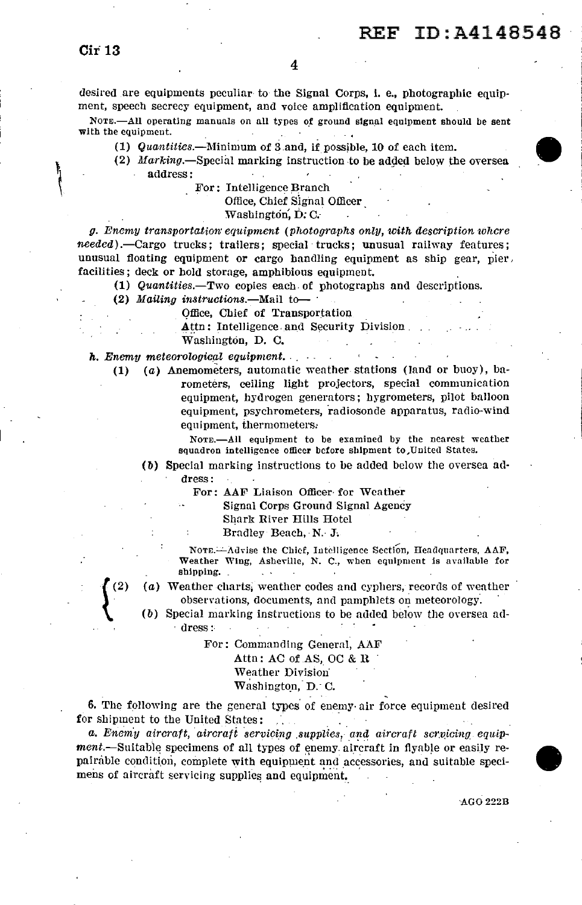desired are equipments peculiar to the Signal Corps, i. e., photographic equipment, speech secrecy equipment, and voice amplification equipment.

NOTE.—All operating manuals on all types of ground signal equipment should be sent with the equipment.

(1) *Quantities.*—Minimum of 3 and, if possible, 10 of each item.

(2) *Marking.*—Special marking instruction to be added below the oversea address:

For: Intelligence Branch
Office, Chief Signal Officer
Washington, D. C.

*g. Enemy transportation equipment (photographs only, with description where needed).*—Cargo trucks; trailers; special trucks; unusual railway features; unusual floating equipment or cargo handling equipment as ship gear, pier facilities; deck or hold storage, amphibious equipment.

(1) *Quantities.*—Two copies each of photographs and descriptions.

(2) *Mailing instructions.*—Mail to—

Office, Chief of Transportation
Attn: Intelligence and Security Division
Washington, D. C.

*h. Enemy meteorological equipment.*

(1) (*a*) Anemometers, automatic weather stations (land or buoy), barometers, ceiling light projectors, special communication equipment, hydrogen generators; hygrometers, pilot balloon equipment, psychrometers, radiosonde apparatus, radio-wind equipment, thermometers.

NOTE.—All equipment to be examined by the nearest weather squadron intelligence officer before shipment to United States.

(*b*) Special marking instructions to be added below the oversea address:

For: AAF Liaison Officer for Weather
Signal Corps Ground Signal Agency
Shark River Hills Hotel
Bradley Beach, N. J.

NOTE.—Advise the Chief, Intelligence Section, Headquarters, AAF, Weather Wing, Asheville, N. C., when equipment is available for shipping.

(2) (*a*) Weather charts, weather codes and cyphers, records of weather observations, documents, and pamphlets on meteorology.

(*b*) Special marking instructions to be added below the oversea address:

For: Commanding General, AAF
Attn: AC of AS, OC & R
Weather Division
Washington, D. C.

6. The following are the general types of enemy air force equipment desired for shipment to the United States:

*a. Enemy aircraft, aircraft servicing supplies, and aircraft servicing equipment.*—Suitable specimens of all types of enemy aircraft in flyable or easily repairable condition, complete with equipment and accessories, and suitable specimens of aircraft servicing supplies and equipment.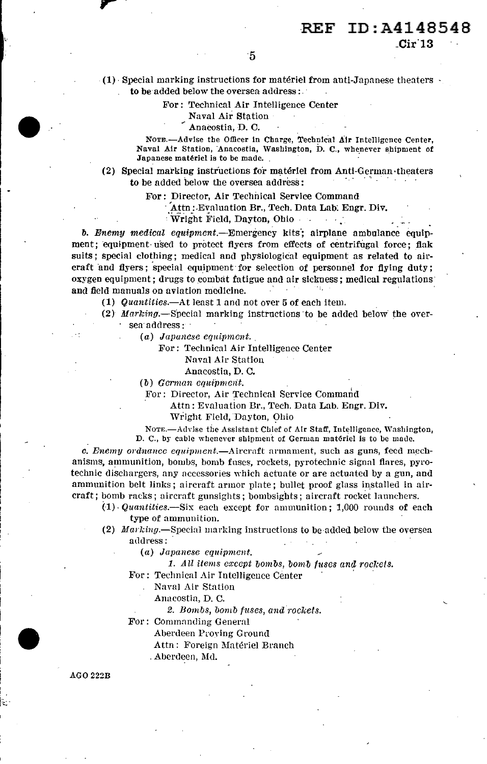(1) Special marking instructions for matériel from anti-Japanese theaters to be added below the oversea address:

For: Technical Air Intelligence Center
Naval Air Station
Anacostia, D. C.

NOTE.—Advise the Officer in Charge, Technical Air Intelligence Center, Naval Air Station, Anacostia, Washington, D. C., whenever shipment of Japanese matériel is to be made.

(2) Special marking instructions for matériel from Anti-German theaters to be added below the oversea address:

For: Director, Air Technical Service Command
Attn: Evaluation Br., Tech. Data Lab. Engr. Div.
Wright Field, Dayton, Ohio

*b. Enemy medical equipment.*—Emergency kits; airplane ambulance equipment; equipment used to protect flyers from effects of centrifugal force; flak suits; special clothing; medical and physiological equipment as related to aircraft and flyers; special equipment for selection of personnel for flying duty; oxygen equipment; drugs to combat fatigue and air sickness; medical regulations and field manuals on aviation medicine.

(1) *Quantities.*—At least 1 and not over 5 of each item.

(2) *Marking.*—Special marking instructions to be added below the oversea address:

(*a*) *Japanese equipment.*

For: Technical Air Intelligence Center
Naval Air Station
Anacostia, D. C.

(*b*) *German equipment.*

For: Director, Air Technical Service Command
Attn: Evaluation Br., Tech. Data Lab. Engr. Div.
Wright Field, Dayton, Ohio

NOTE.—Advise the Assistant Chief of Air Staff, Intelligence, Washington, D. C., by cable whenever shipment of German matériel is to be made.

*c. Enemy ordnance equipment.*—Aircraft armament, such as guns, feed mechanisms, ammunition, bombs, bomb fuses, rockets, pyrotechnic signal flares, pyrotechnic dischargers, any accessories which actuate or are actuated by a gun, and ammunition belt links; aircraft armor plate; bullet proof glass installed in aircraft; bomb racks; aircraft gunsights; bombsights; aircraft rocket launchers.

(1) *Quantities.*—Six each except for ammunition; 1,000 rounds of each type of ammunition.

(2) *Marking.*—Special marking instructions to be added below the oversea address:

(*a*) *Japanese equipment.*

*1. All items except bombs, bomb fuses and rockets.*

For: Technical Air Intelligence Center
Naval Air Station
Anacostia, D. C.

*2. Bombs, bomb fuses, and rockets.*

For: Commanding General
Aberdeen Proving Ground
Attn: Foreign Matériel Branch
Aberdeen, Md.

AGO 222B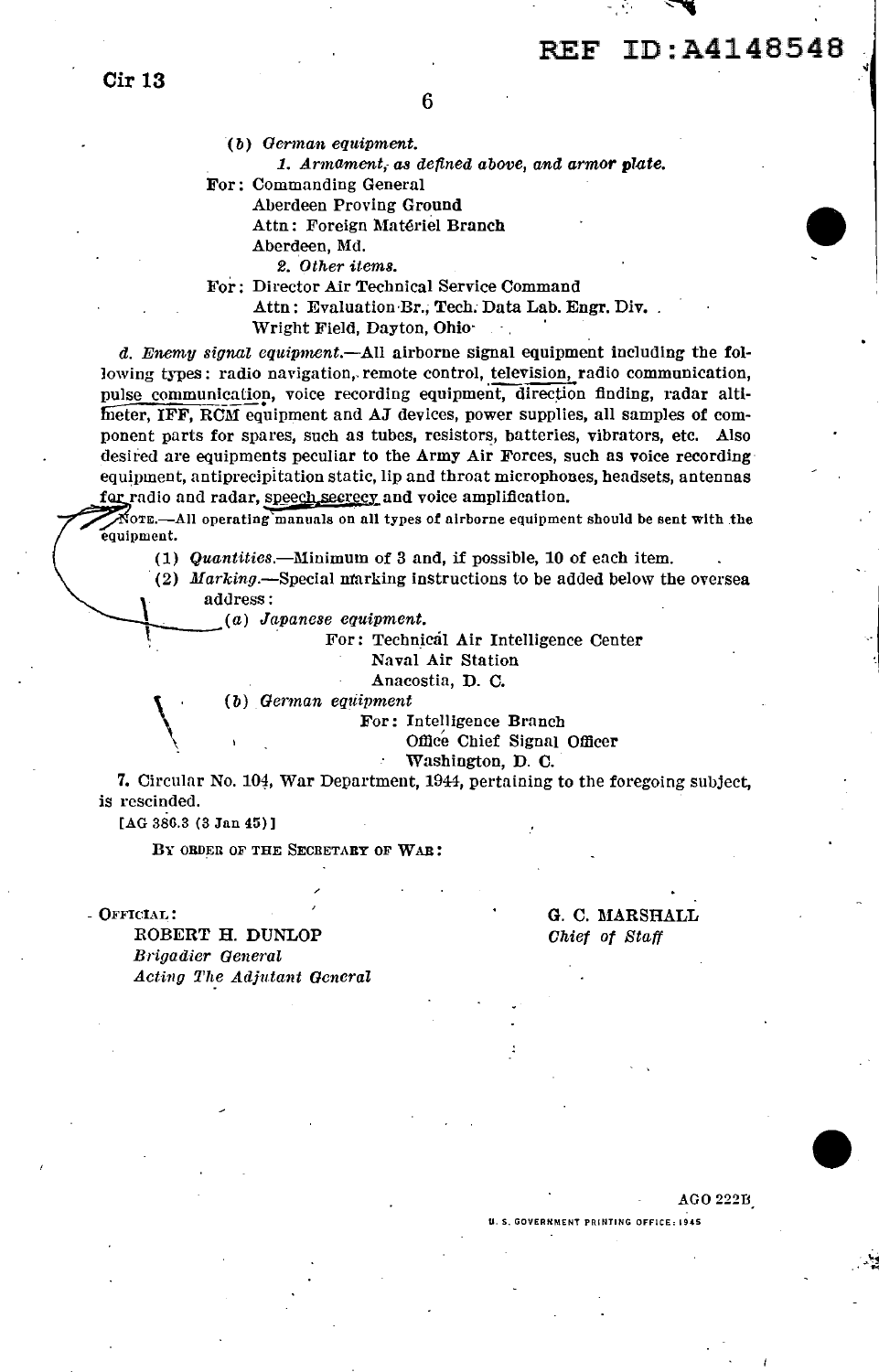(*b*) *German equipment.*

*1. Armament, as defined above, and armor plate.*

For: Commanding General
Aberdeen Proving Ground
Attn: Foreign Matériel Branch
Aberdeen, Md.

*2. Other items.*

For: Director Air Technical Service Command
Attn: Evaluation Br., Tech. Data Lab. Engr. Div.
Wright Field, Dayton, Ohio

*d. Enemy signal equipment.*—All airborne signal equipment including the following types: radio navigation, remote control, television, radio communication, pulse communication, voice recording equipment, direction finding, radar altimeter, IFF, RCM equipment and AJ devices, power supplies, all samples of component parts for spares, such as tubes, resistors, batteries, vibrators, etc. Also desired are equipments peculiar to the Army Air Forces, such as voice recording equipment, antiprecipitation static, lip and throat microphones, headsets, antennas for radio and radar, speech secrecy and voice amplification.

NOTE.—All operating manuals on all types of airborne equipment should be sent with the equipment.

(1) *Quantities.*—Minimum of 3 and, if possible, 10 of each item.

(2) *Marking.*—Special marking instructions to be added below the oversea address:

(*a*) *Japanese equipment.*

For: Technical Air Intelligence Center
Naval Air Station
Anacostia, D. C.

(*b*) *German equipment*

For: Intelligence Branch
Office Chief Signal Officer
Washington, D. C.

7. Circular No. 104, War Department, 1944, pertaining to the foregoing subject, is rescinded.

[AG 386.3 (3 Jan 45)]

BY ORDER OF THE SECRETARY OF WAR:

OFFICIAL:
ROBERT H. DUNLOP
*Brigadier General*
*Acting The Adjutant General*

G. C. MARSHALL
*Chief of Staff*

AGO 222B

U. S. GOVERNMENT PRINTING OFFICE: 1945